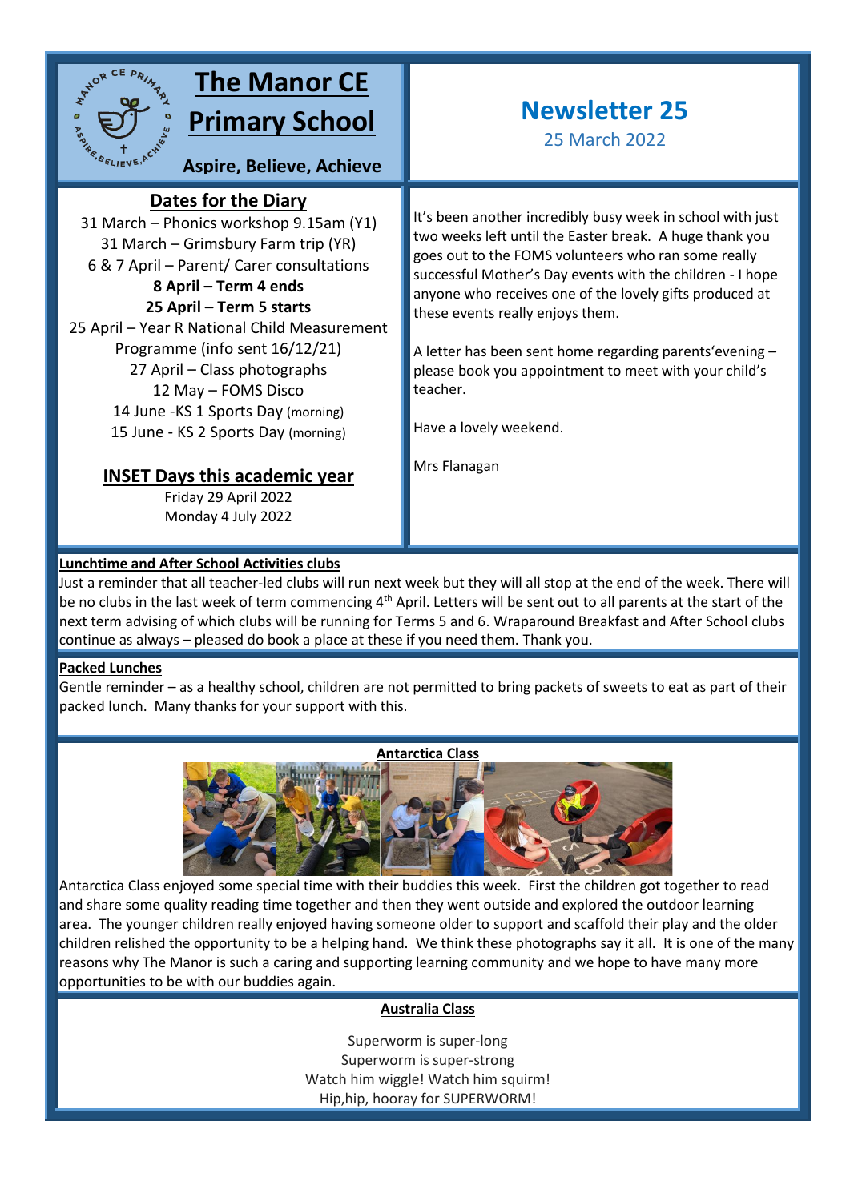# The Manor CE Primary School

**Aspire, Believe, Achieve**

## Newsletter 25

25 March 2022

## Dates for the Diary

31 March – Phonics workshop 9.15am (Y1)
31 March – Grimsbury Farm trip (YR)
6 & 7 April – Parent/ Carer consultations
**8 April – Term 4 ends**
**25 April – Term 5 starts**
25 April – Year R National Child Measurement Programme (info sent 16/12/21)
27 April – Class photographs
12 May – FOMS Disco
14 June -KS 1 Sports Day (morning)
15 June - KS 2 Sports Day (morning)

## INSET Days this academic year

Friday 29 April 2022
Monday 4 July 2022

It's been another incredibly busy week in school with just two weeks left until the Easter break. A huge thank you goes out to the FOMS volunteers who ran some really successful Mother's Day events with the children - I hope anyone who receives one of the lovely gifts produced at these events really enjoys them.

A letter has been sent home regarding parents'evening – please book you appointment to meet with your child's teacher.

Have a lovely weekend.

Mrs Flanagan

### Lunchtime and After School Activities clubs

Just a reminder that all teacher-led clubs will run next week but they will all stop at the end of the week. There will be no clubs in the last week of term commencing 4th April. Letters will be sent out to all parents at the start of the next term advising of which clubs will be running for Terms 5 and 6. Wraparound Breakfast and After School clubs continue as always – pleased do book a place at these if you need them. Thank you.

### Packed Lunches

Gentle reminder – as a healthy school, children are not permitted to bring packets of sweets to eat as part of their packed lunch. Many thanks for your support with this.

### Antarctica Class

Antarctica Class enjoyed some special time with their buddies this week. First the children got together to read and share some quality reading time together and then they went outside and explored the outdoor learning area. The younger children really enjoyed having someone older to support and scaffold their play and the older children relished the opportunity to be a helping hand. We think these photographs say it all. It is one of the many reasons why The Manor is such a caring and supporting learning community and we hope to have many more opportunities to be with our buddies again.

### Australia Class

Superworm is super-long
Superworm is super-strong
Watch him wiggle! Watch him squirm!
Hip,hip, hooray for SUPERWORM!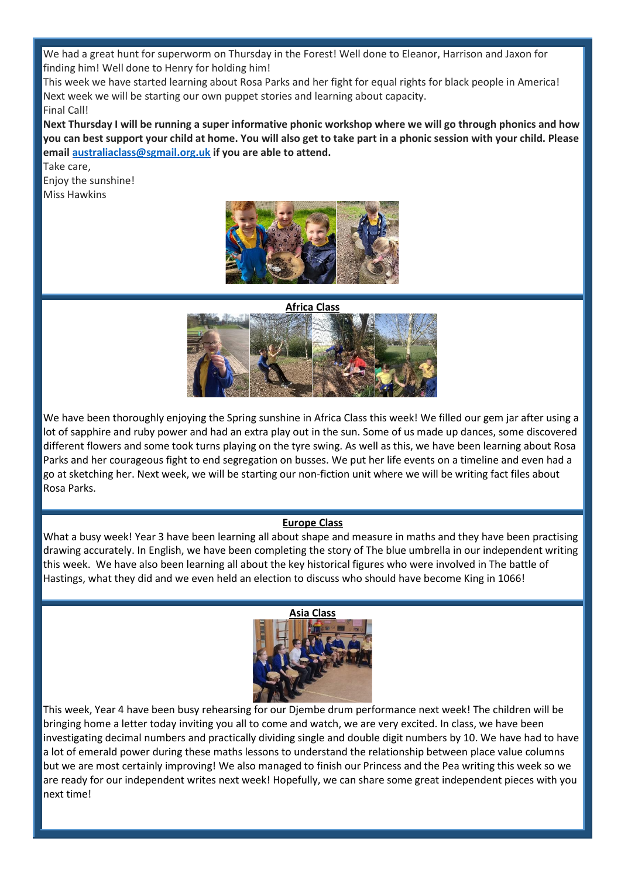We had a great hunt for superworm on Thursday in the Forest! Well done to Eleanor, Harrison and Jaxon for finding him! Well done to Henry for holding him!

This week we have started learning about Rosa Parks and her fight for equal rights for black people in America! Next week we will be starting our own puppet stories and learning about capacity.

Final Call!

**Next Thursday I will be running a super informative phonic workshop where we will go through phonics and how you can best support your child at home. You will also get to take part in a phonic session with your child. Please email [australiaclass@sgmail.org.uk](mailto:australiaclass@sgmail.org.uk) if you are able to attend.**

Take care,

Enjoy the sunshine!

Miss Hawkins

## Africa Class

We have been thoroughly enjoying the Spring sunshine in Africa Class this week! We filled our gem jar after using a lot of sapphire and ruby power and had an extra play out in the sun. Some of us made up dances, some discovered different flowers and some took turns playing on the tyre swing. As well as this, we have been learning about Rosa Parks and her courageous fight to end segregation on busses. We put her life events on a timeline and even had a go at sketching her. Next week, we will be starting our non-fiction unit where we will be writing fact files about Rosa Parks.

## Europe Class

What a busy week! Year 3 have been learning all about shape and measure in maths and they have been practising drawing accurately. In English, we have been completing the story of The blue umbrella in our independent writing this week. We have also been learning all about the key historical figures who were involved in The battle of Hastings, what they did and we even held an election to discuss who should have become King in 1066!

## Asia Class

This week, Year 4 have been busy rehearsing for our Djembe drum performance next week! The children will be bringing home a letter today inviting you all to come and watch, we are very excited. In class, we have been investigating decimal numbers and practically dividing single and double digit numbers by 10. We have had to have a lot of emerald power during these maths lessons to understand the relationship between place value columns but we are most certainly improving! We also managed to finish our Princess and the Pea writing this week so we are ready for our independent writes next week! Hopefully, we can share some great independent pieces with you next time!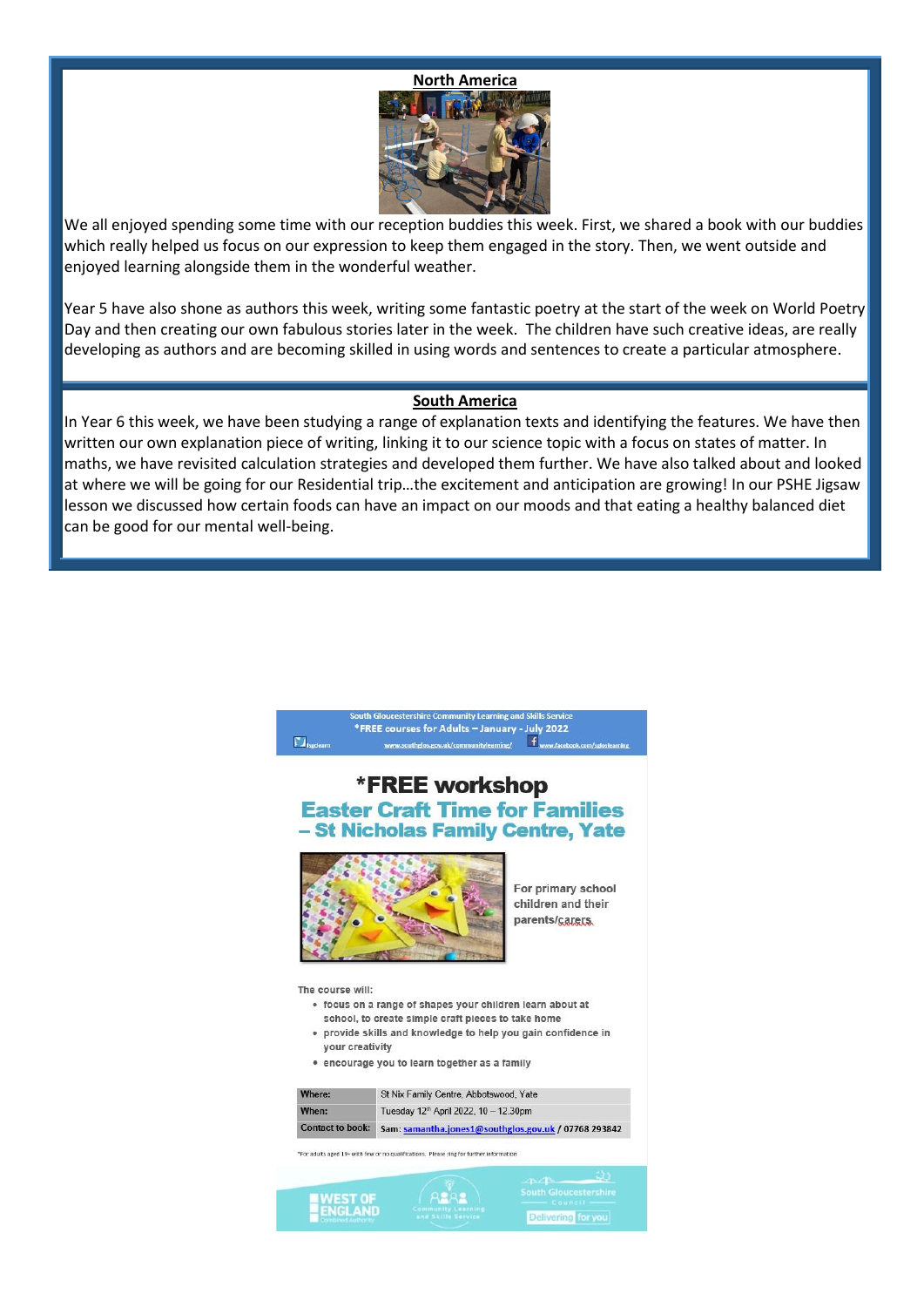## North America

We all enjoyed spending some time with our reception buddies this week. First, we shared a book with our buddies which really helped us focus on our expression to keep them engaged in the story. Then, we went outside and enjoyed learning alongside them in the wonderful weather.

Year 5 have also shone as authors this week, writing some fantastic poetry at the start of the week on World Poetry Day and then creating our own fabulous stories later in the week. The children have such creative ideas, are really developing as authors and are becoming skilled in using words and sentences to create a particular atmosphere.

## South America

In Year 6 this week, we have been studying a range of explanation texts and identifying the features. We have then written our own explanation piece of writing, linking it to our science topic with a focus on states of matter. In maths, we have revisited calculation strategies and developed them further. We have also talked about and looked at where we will be going for our Residential trip…the excitement and anticipation are growing! In our PSHE Jigsaw lesson we discussed how certain foods can have an impact on our moods and that eating a healthy balanced diet can be good for our mental well-being.

South Gloucestershire Community Learning and Skills Service
*FREE courses for Adults – January - July 2022

sglearn www.southglos.gov.uk/communitylearning/ www.facebook.com/sglearning

# *FREE workshop

## Easter Craft Time for Families – St Nicholas Family Centre, Yate

For primary school children and their parents/carers

The course will:

- focus on a range of shapes your children learn about at school, to create simple craft pieces to take home
- provide skills and knowledge to help you gain confidence in your creativity
- encourage you to learn together as a family

| | |
|---|---|
| Where: | St Nix Family Centre, Abbotswood, Yate |
| When: | Tuesday 12th April 2022, 10 – 12.30pm |
| Contact to book: | Sam: samantha.jones1@southglos.gov.uk / 07768 293842 |

*For adults aged 19+ with few or no qualifications. Please ring for further information

WEST OF ENGLAND Combined Authority

Community Learning and Skills Service

South Gloucestershire Council — Delivering for you